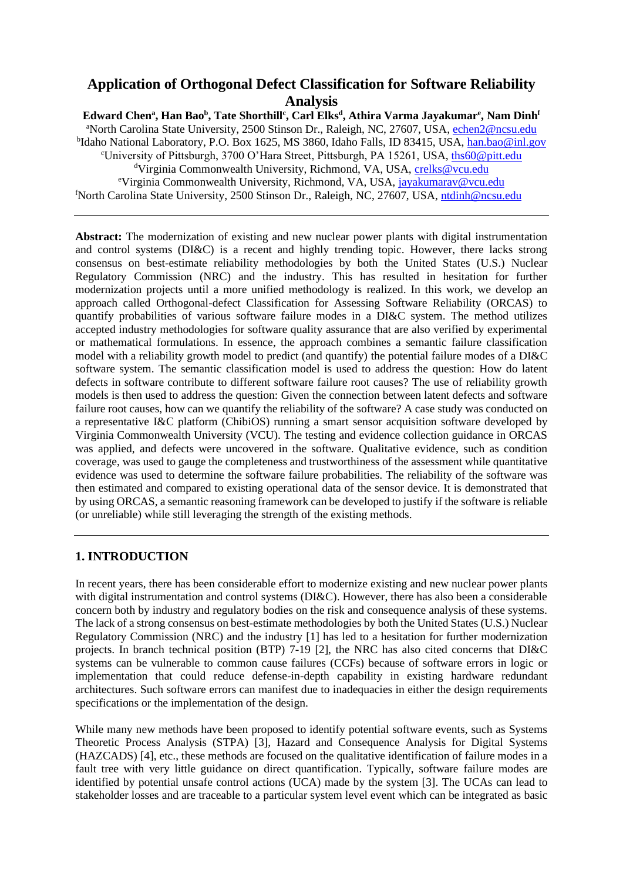# Application of Orthogonal Defect Classification for Software Reliability Analysis

**Edward Chen[a], Han Bao[b], Tate Shorthill[c], Carl Elks[d], Athira Varma Jayakumar[e], Nam Dinh[f]**

[a]North Carolina State University, 2500 Stinson Dr., Raleigh, NC, 27607, USA, echen2@ncsu.edu
[b]Idaho National Laboratory, P.O. Box 1625, MS 3860, Idaho Falls, ID 83415, USA, han.bao@inl.gov
[c]University of Pittsburgh, 3700 O'Hara Street, Pittsburgh, PA 15261, USA, ths60@pitt.edu
[d]Virginia Commonwealth University, Richmond, VA, USA, crelks@vcu.edu
[e]Virginia Commonwealth University, Richmond, VA, USA, jayakumarav@vcu.edu
[f]North Carolina State University, 2500 Stinson Dr., Raleigh, NC, 27607, USA, ntdinh@ncsu.edu

---

**Abstract:** The modernization of existing and new nuclear power plants with digital instrumentation and control systems (DI&C) is a recent and highly trending topic. However, there lacks strong consensus on best-estimate reliability methodologies by both the United States (U.S.) Nuclear Regulatory Commission (NRC) and the industry. This has resulted in hesitation for further modernization projects until a more unified methodology is realized. In this work, we develop an approach called Orthogonal-defect Classification for Assessing Software Reliability (ORCAS) to quantify probabilities of various software failure modes in a DI&C system. The method utilizes accepted industry methodologies for software quality assurance that are also verified by experimental or mathematical formulations. In essence, the approach combines a semantic failure classification model with a reliability growth model to predict (and quantify) the potential failure modes of a DI&C software system. The semantic classification model is used to address the question: How do latent defects in software contribute to different software failure root causes? The use of reliability growth models is then used to address the question: Given the connection between latent defects and software failure root causes, how can we quantify the reliability of the software? A case study was conducted on a representative I&C platform (ChibiOS) running a smart sensor acquisition software developed by Virginia Commonwealth University (VCU). The testing and evidence collection guidance in ORCAS was applied, and defects were uncovered in the software. Qualitative evidence, such as condition coverage, was used to gauge the completeness and trustworthiness of the assessment while quantitative evidence was used to determine the software failure probabilities. The reliability of the software was then estimated and compared to existing operational data of the sensor device. It is demonstrated that by using ORCAS, a semantic reasoning framework can be developed to justify if the software is reliable (or unreliable) while still leveraging the strength of the existing methods.

---

## 1. INTRODUCTION

In recent years, there has been considerable effort to modernize existing and new nuclear power plants with digital instrumentation and control systems (DI&C). However, there has also been a considerable concern both by industry and regulatory bodies on the risk and consequence analysis of these systems. The lack of a strong consensus on best-estimate methodologies by both the United States (U.S.) Nuclear Regulatory Commission (NRC) and the industry [1] has led to a hesitation for further modernization projects. In branch technical position (BTP) 7-19 [2], the NRC has also cited concerns that DI&C systems can be vulnerable to common cause failures (CCFs) because of software errors in logic or implementation that could reduce defense-in-depth capability in existing hardware redundant architectures. Such software errors can manifest due to inadequacies in either the design requirements specifications or the implementation of the design.

While many new methods have been proposed to identify potential software events, such as Systems Theoretic Process Analysis (STPA) [3], Hazard and Consequence Analysis for Digital Systems (HAZCADS) [4], etc., these methods are focused on the qualitative identification of failure modes in a fault tree with very little guidance on direct quantification. Typically, software failure modes are identified by potential unsafe control actions (UCA) made by the system [3]. The UCAs can lead to stakeholder losses and are traceable to a particular system level event which can be integrated as basic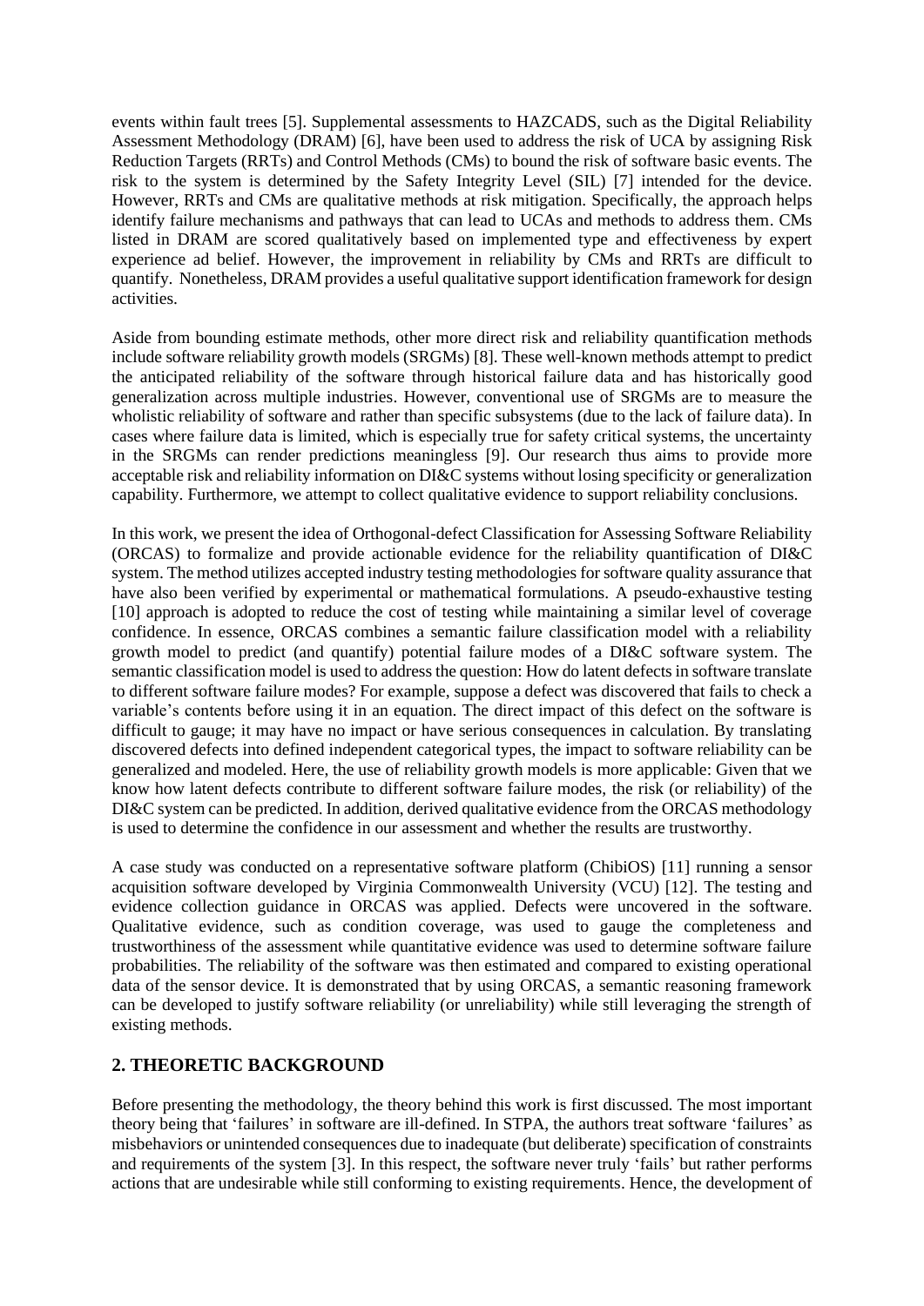events within fault trees [5]. Supplemental assessments to HAZCADS, such as the Digital Reliability Assessment Methodology (DRAM) [6], have been used to address the risk of UCA by assigning Risk Reduction Targets (RRTs) and Control Methods (CMs) to bound the risk of software basic events. The risk to the system is determined by the Safety Integrity Level (SIL) [7] intended for the device. However, RRTs and CMs are qualitative methods at risk mitigation. Specifically, the approach helps identify failure mechanisms and pathways that can lead to UCAs and methods to address them. CMs listed in DRAM are scored qualitatively based on implemented type and effectiveness by expert experience ad belief. However, the improvement in reliability by CMs and RRTs are difficult to quantify. Nonetheless, DRAM provides a useful qualitative support identification framework for design activities.

Aside from bounding estimate methods, other more direct risk and reliability quantification methods include software reliability growth models (SRGMs) [8]. These well-known methods attempt to predict the anticipated reliability of the software through historical failure data and has historically good generalization across multiple industries. However, conventional use of SRGMs are to measure the wholistic reliability of software and rather than specific subsystems (due to the lack of failure data). In cases where failure data is limited, which is especially true for safety critical systems, the uncertainty in the SRGMs can render predictions meaningless [9]. Our research thus aims to provide more acceptable risk and reliability information on DI&C systems without losing specificity or generalization capability. Furthermore, we attempt to collect qualitative evidence to support reliability conclusions.

In this work, we present the idea of Orthogonal-defect Classification for Assessing Software Reliability (ORCAS) to formalize and provide actionable evidence for the reliability quantification of DI&C system. The method utilizes accepted industry testing methodologies for software quality assurance that have also been verified by experimental or mathematical formulations. A pseudo-exhaustive testing [10] approach is adopted to reduce the cost of testing while maintaining a similar level of coverage confidence. In essence, ORCAS combines a semantic failure classification model with a reliability growth model to predict (and quantify) potential failure modes of a DI&C software system. The semantic classification model is used to address the question: How do latent defects in software translate to different software failure modes? For example, suppose a defect was discovered that fails to check a variable's contents before using it in an equation. The direct impact of this defect on the software is difficult to gauge; it may have no impact or have serious consequences in calculation. By translating discovered defects into defined independent categorical types, the impact to software reliability can be generalized and modeled. Here, the use of reliability growth models is more applicable: Given that we know how latent defects contribute to different software failure modes, the risk (or reliability) of the DI&C system can be predicted. In addition, derived qualitative evidence from the ORCAS methodology is used to determine the confidence in our assessment and whether the results are trustworthy.

A case study was conducted on a representative software platform (ChibiOS) [11] running a sensor acquisition software developed by Virginia Commonwealth University (VCU) [12]. The testing and evidence collection guidance in ORCAS was applied. Defects were uncovered in the software. Qualitative evidence, such as condition coverage, was used to gauge the completeness and trustworthiness of the assessment while quantitative evidence was used to determine software failure probabilities. The reliability of the software was then estimated and compared to existing operational data of the sensor device. It is demonstrated that by using ORCAS, a semantic reasoning framework can be developed to justify software reliability (or unreliability) while still leveraging the strength of existing methods.

## 2. THEORETIC BACKGROUND

Before presenting the methodology, the theory behind this work is first discussed. The most important theory being that 'failures' in software are ill-defined. In STPA, the authors treat software 'failures' as misbehaviors or unintended consequences due to inadequate (but deliberate) specification of constraints and requirements of the system [3]. In this respect, the software never truly 'fails' but rather performs actions that are undesirable while still conforming to existing requirements. Hence, the development of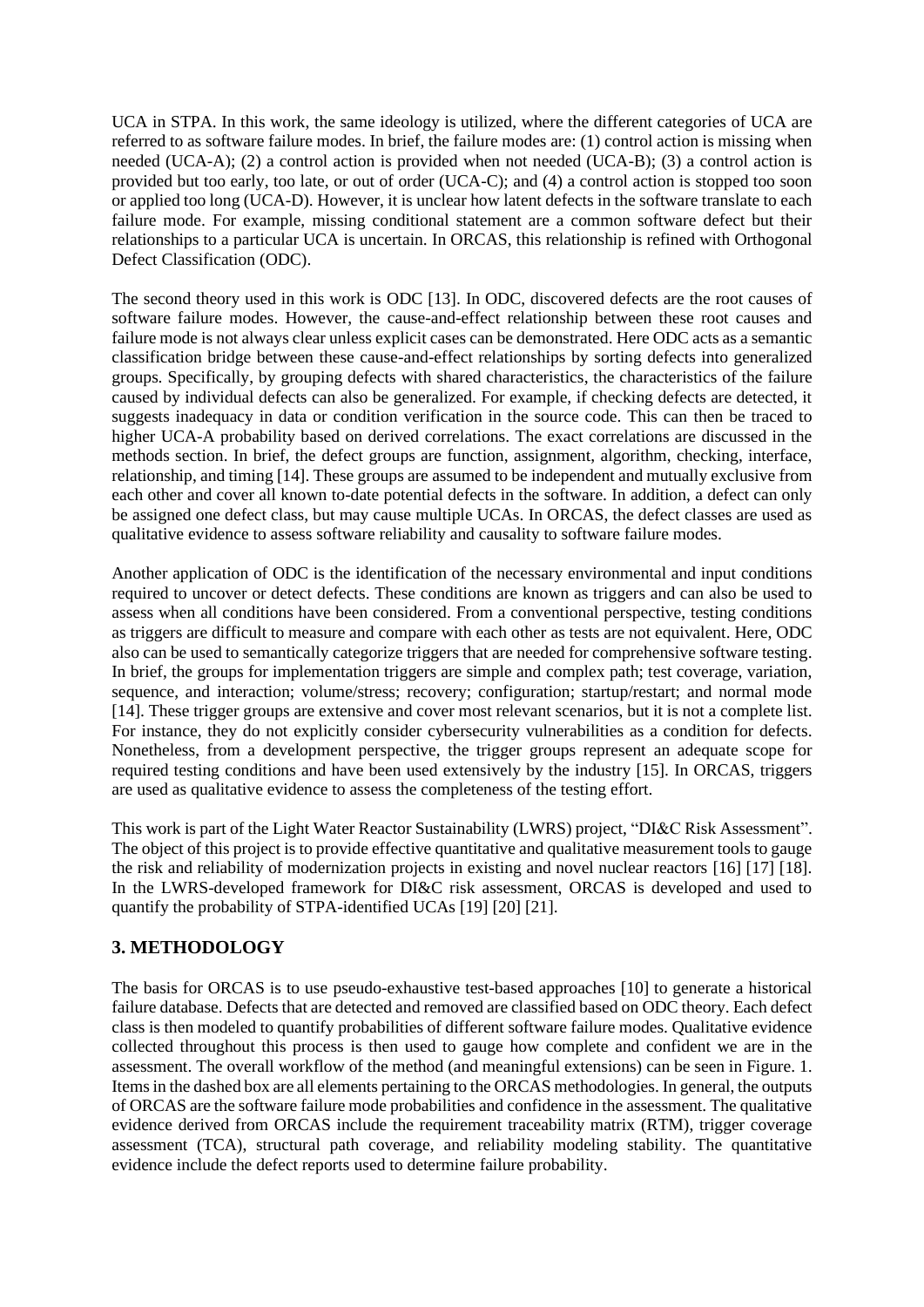UCA in STPA. In this work, the same ideology is utilized, where the different categories of UCA are referred to as software failure modes. In brief, the failure modes are: (1) control action is missing when needed (UCA-A); (2) a control action is provided when not needed (UCA-B); (3) a control action is provided but too early, too late, or out of order (UCA-C); and (4) a control action is stopped too soon or applied too long (UCA-D). However, it is unclear how latent defects in the software translate to each failure mode. For example, missing conditional statement are a common software defect but their relationships to a particular UCA is uncertain. In ORCAS, this relationship is refined with Orthogonal Defect Classification (ODC).

The second theory used in this work is ODC [13]. In ODC, discovered defects are the root causes of software failure modes. However, the cause-and-effect relationship between these root causes and failure mode is not always clear unless explicit cases can be demonstrated. Here ODC acts as a semantic classification bridge between these cause-and-effect relationships by sorting defects into generalized groups. Specifically, by grouping defects with shared characteristics, the characteristics of the failure caused by individual defects can also be generalized. For example, if checking defects are detected, it suggests inadequacy in data or condition verification in the source code. This can then be traced to higher UCA-A probability based on derived correlations. The exact correlations are discussed in the methods section. In brief, the defect groups are function, assignment, algorithm, checking, interface, relationship, and timing [14]. These groups are assumed to be independent and mutually exclusive from each other and cover all known to-date potential defects in the software. In addition, a defect can only be assigned one defect class, but may cause multiple UCAs. In ORCAS, the defect classes are used as qualitative evidence to assess software reliability and causality to software failure modes.

Another application of ODC is the identification of the necessary environmental and input conditions required to uncover or detect defects. These conditions are known as triggers and can also be used to assess when all conditions have been considered. From a conventional perspective, testing conditions as triggers are difficult to measure and compare with each other as tests are not equivalent. Here, ODC also can be used to semantically categorize triggers that are needed for comprehensive software testing. In brief, the groups for implementation triggers are simple and complex path; test coverage, variation, sequence, and interaction; volume/stress; recovery; configuration; startup/restart; and normal mode [14]. These trigger groups are extensive and cover most relevant scenarios, but it is not a complete list. For instance, they do not explicitly consider cybersecurity vulnerabilities as a condition for defects. Nonetheless, from a development perspective, the trigger groups represent an adequate scope for required testing conditions and have been used extensively by the industry [15]. In ORCAS, triggers are used as qualitative evidence to assess the completeness of the testing effort.

This work is part of the Light Water Reactor Sustainability (LWRS) project, "DI&C Risk Assessment". The object of this project is to provide effective quantitative and qualitative measurement tools to gauge the risk and reliability of modernization projects in existing and novel nuclear reactors [16] [17] [18]. In the LWRS-developed framework for DI&C risk assessment, ORCAS is developed and used to quantify the probability of STPA-identified UCAs [19] [20] [21].

## 3. METHODOLOGY

The basis for ORCAS is to use pseudo-exhaustive test-based approaches [10] to generate a historical failure database. Defects that are detected and removed are classified based on ODC theory. Each defect class is then modeled to quantify probabilities of different software failure modes. Qualitative evidence collected throughout this process is then used to gauge how complete and confident we are in the assessment. The overall workflow of the method (and meaningful extensions) can be seen in Figure. 1. Items in the dashed box are all elements pertaining to the ORCAS methodologies. In general, the outputs of ORCAS are the software failure mode probabilities and confidence in the assessment. The qualitative evidence derived from ORCAS include the requirement traceability matrix (RTM), trigger coverage assessment (TCA), structural path coverage, and reliability modeling stability. The quantitative evidence include the defect reports used to determine failure probability.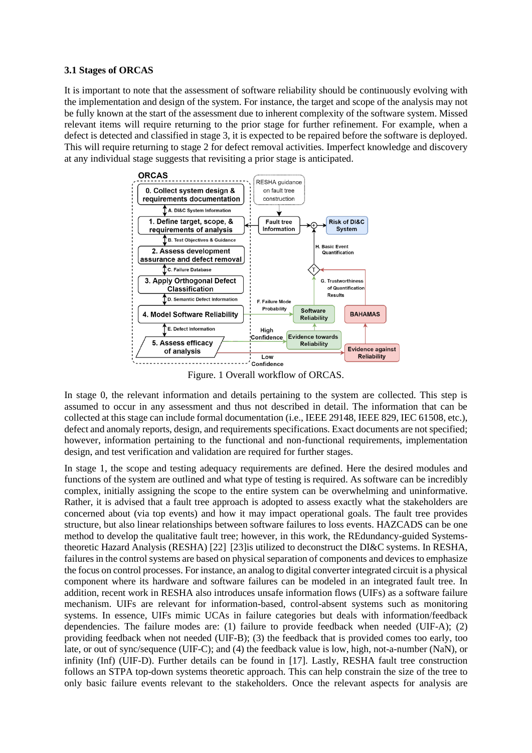### 3.1 Stages of ORCAS

It is important to note that the assessment of software reliability should be continuously evolving with the implementation and design of the system. For instance, the target and scope of the analysis may not be fully known at the start of the assessment due to inherent complexity of the software system. Missed relevant items will require returning to the prior stage for further refinement. For example, when a defect is detected and classified in stage 3, it is expected to be repaired before the software is deployed. This will require returning to stage 2 for defect removal activities. Imperfect knowledge and discovery at any individual stage suggests that revisiting a prior stage is anticipated.

Figure. 1 Overall workflow of ORCAS.

In stage 0, the relevant information and details pertaining to the system are collected. This step is assumed to occur in any assessment and thus not described in detail. The information that can be collected at this stage can include formal documentation (i.e., IEEE 29148, IEEE 829, IEC 61508, etc.), defect and anomaly reports, design, and requirements specifications. Exact documents are not specified; however, information pertaining to the functional and non-functional requirements, implementation design, and test verification and validation are required for further stages.

In stage 1, the scope and testing adequacy requirements are defined. Here the desired modules and functions of the system are outlined and what type of testing is required. As software can be incredibly complex, initially assigning the scope to the entire system can be overwhelming and uninformative. Rather, it is advised that a fault tree approach is adopted to assess exactly what the stakeholders are concerned about (via top events) and how it may impact operational goals. The fault tree provides structure, but also linear relationships between software failures to loss events. HAZCADS can be one method to develop the qualitative fault tree; however, in this work, the REdundancy-guided Systems-theoretic Hazard Analysis (RESHA) [22] [23]is utilized to deconstruct the DI&C systems. In RESHA, failures in the control systems are based on physical separation of components and devices to emphasize the focus on control processes. For instance, an analog to digital converter integrated circuit is a physical component where its hardware and software failures can be modeled in an integrated fault tree. In addition, recent work in RESHA also introduces unsafe information flows (UIFs) as a software failure mechanism. UIFs are relevant for information-based, control-absent systems such as monitoring systems. In essence, UIFs mimic UCAs in failure categories but deals with information/feedback dependencies. The failure modes are: (1) failure to provide feedback when needed (UIF-A); (2) providing feedback when not needed (UIF-B); (3) the feedback that is provided comes too early, too late, or out of sync/sequence (UIF-C); and (4) the feedback value is low, high, not-a-number (NaN), or infinity (Inf) (UIF-D). Further details can be found in [17]. Lastly, RESHA fault tree construction follows an STPA top-down systems theoretic approach. This can help constrain the size of the tree to only basic failure events relevant to the stakeholders. Once the relevant aspects for analysis are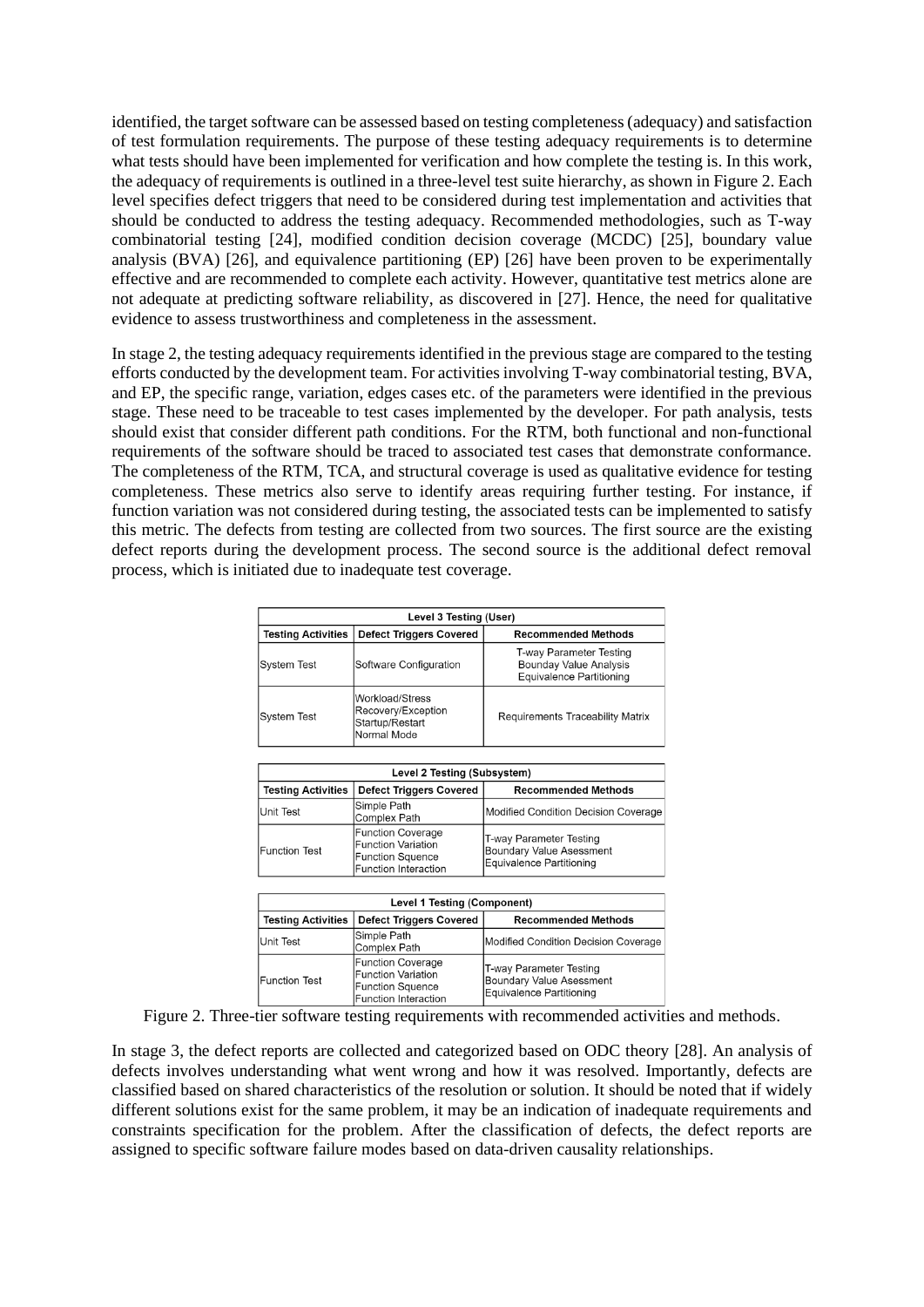identified, the target software can be assessed based on testing completeness (adequacy) and satisfaction of test formulation requirements. The purpose of these testing adequacy requirements is to determine what tests should have been implemented for verification and how complete the testing is. In this work, the adequacy of requirements is outlined in a three-level test suite hierarchy, as shown in Figure 2. Each level specifies defect triggers that need to be considered during test implementation and activities that should be conducted to address the testing adequacy. Recommended methodologies, such as T-way combinatorial testing [24], modified condition decision coverage (MCDC) [25], boundary value analysis (BVA) [26], and equivalence partitioning (EP) [26] have been proven to be experimentally effective and are recommended to complete each activity. However, quantitative test metrics alone are not adequate at predicting software reliability, as discovered in [27]. Hence, the need for qualitative evidence to assess trustworthiness and completeness in the assessment.

In stage 2, the testing adequacy requirements identified in the previous stage are compared to the testing efforts conducted by the development team. For activities involving T-way combinatorial testing, BVA, and EP, the specific range, variation, edges cases etc. of the parameters were identified in the previous stage. These need to be traceable to test cases implemented by the developer. For path analysis, tests should exist that consider different path conditions. For the RTM, both functional and non-functional requirements of the software should be traced to associated test cases that demonstrate conformance. The completeness of the RTM, TCA, and structural coverage is used as qualitative evidence for testing completeness. These metrics also serve to identify areas requiring further testing. For instance, if function variation was not considered during testing, the associated tests can be implemented to satisfy this metric. The defects from testing are collected from two sources. The first source are the existing defect reports during the development process. The second source is the additional defect removal process, which is initiated due to inadequate test coverage.

| Level 3 Testing (User) | | |
|---|---|---|
| **Testing Activities** | **Defect Triggers Covered** | **Recommended Methods** |
| System Test | Software Configuration | T-way Parameter Testing<br>Bounday Value Analysis<br>Equivalence Partitioning |
| System Test | Workload/Stress<br>Recovery/Exception<br>Startup/Restart<br>Normal Mode | Requirements Traceability Matrix |

| Level 2 Testing (Subsystem) | | |
|---|---|---|
| **Testing Activities** | **Defect Triggers Covered** | **Recommended Methods** |
| Unit Test | Simple Path<br>Complex Path | Modified Condition Decision Coverage |
| Function Test | Function Coverage<br>Function Variation<br>Function Squence<br>Function Interaction | T-way Parameter Testing<br>Boundary Value Asessment<br>Equivalence Partitioning |

| Level 1 Testing (Component) | | |
|---|---|---|
| **Testing Activities** | **Defect Triggers Covered** | **Recommended Methods** |
| Unit Test | Simple Path<br>Complex Path | Modified Condition Decision Coverage |
| Function Test | Function Coverage<br>Function Variation<br>Function Squence<br>Function Interaction | T-way Parameter Testing<br>Boundary Value Asessment<br>Equivalence Partitioning |

Figure 2. Three-tier software testing requirements with recommended activities and methods.

In stage 3, the defect reports are collected and categorized based on ODC theory [28]. An analysis of defects involves understanding what went wrong and how it was resolved. Importantly, defects are classified based on shared characteristics of the resolution or solution. It should be noted that if widely different solutions exist for the same problem, it may be an indication of inadequate requirements and constraints specification for the problem. After the classification of defects, the defect reports are assigned to specific software failure modes based on data-driven causality relationships.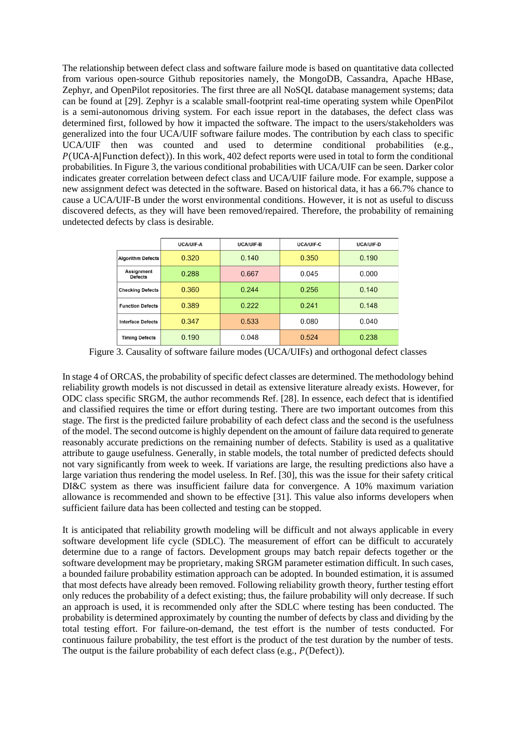The relationship between defect class and software failure mode is based on quantitative data collected from various open-source Github repositories namely, the MongoDB, Cassandra, Apache HBase, Zephyr, and OpenPilot repositories. The first three are all NoSQL database management systems; data can be found at [29]. Zephyr is a scalable small-footprint real-time operating system while OpenPilot is a semi-autonomous driving system. For each issue report in the databases, the defect class was determined first, followed by how it impacted the software. The impact to the users/stakeholders was generalized into the four UCA/UIF software failure modes. The contribution by each class to specific UCA/UIF then was counted and used to determine conditional probabilities (e.g., $P(\text{UCA-A}|\text{Function defect})$). In this work, 402 defect reports were used in total to form the conditional probabilities. In Figure 3, the various conditional probabilities with UCA/UIF can be seen. Darker color indicates greater correlation between defect class and UCA/UIF failure mode. For example, suppose a new assignment defect was detected in the software. Based on historical data, it has a 66.7% chance to cause a UCA/UIF-B under the worst environmental conditions. However, it is not as useful to discuss discovered defects, as they will have been removed/repaired. Therefore, the probability of remaining undetected defects by class is desirable.

| | UCA/UIF-A | UCA/UIF-B | UCA/UIF-C | UCA/UIF-D |
|---|---|---|---|---|
| Algorithm Defects | 0.320 | 0.140 | 0.350 | 0.190 |
| Assignment Defects | 0.288 | 0.667 | 0.045 | 0.000 |
| Checking Defects | 0.360 | 0.244 | 0.256 | 0.140 |
| Function Defects | 0.389 | 0.222 | 0.241 | 0.148 |
| Interface Defects | 0.347 | 0.533 | 0.080 | 0.040 |
| Timing Defects | 0.190 | 0.048 | 0.524 | 0.238 |

Figure 3. Causality of software failure modes (UCA/UIFs) and orthogonal defect classes

In stage 4 of ORCAS, the probability of specific defect classes are determined. The methodology behind reliability growth models is not discussed in detail as extensive literature already exists. However, for ODC class specific SRGM, the author recommends Ref. [28]. In essence, each defect that is identified and classified requires the time or effort during testing. There are two important outcomes from this stage. The first is the predicted failure probability of each defect class and the second is the usefulness of the model. The second outcome is highly dependent on the amount of failure data required to generate reasonably accurate predictions on the remaining number of defects. Stability is used as a qualitative attribute to gauge usefulness. Generally, in stable models, the total number of predicted defects should not vary significantly from week to week. If variations are large, the resulting predictions also have a large variation thus rendering the model useless. In Ref. [30], this was the issue for their safety critical DI&C system as there was insufficient failure data for convergence. A 10% maximum variation allowance is recommended and shown to be effective [31]. This value also informs developers when sufficient failure data has been collected and testing can be stopped.

It is anticipated that reliability growth modeling will be difficult and not always applicable in every software development life cycle (SDLC). The measurement of effort can be difficult to accurately determine due to a range of factors. Development groups may batch repair defects together or the software development may be proprietary, making SRGM parameter estimation difficult. In such cases, a bounded failure probability estimation approach can be adopted. In bounded estimation, it is assumed that most defects have already been removed. Following reliability growth theory, further testing effort only reduces the probability of a defect existing; thus, the failure probability will only decrease. If such an approach is used, it is recommended only after the SDLC where testing has been conducted. The probability is determined approximately by counting the number of defects by class and dividing by the total testing effort. For failure-on-demand, the test effort is the number of tests conducted. For continuous failure probability, the test effort is the product of the test duration by the number of tests. The output is the failure probability of each defect class (e.g., $P(\text{Defect})$).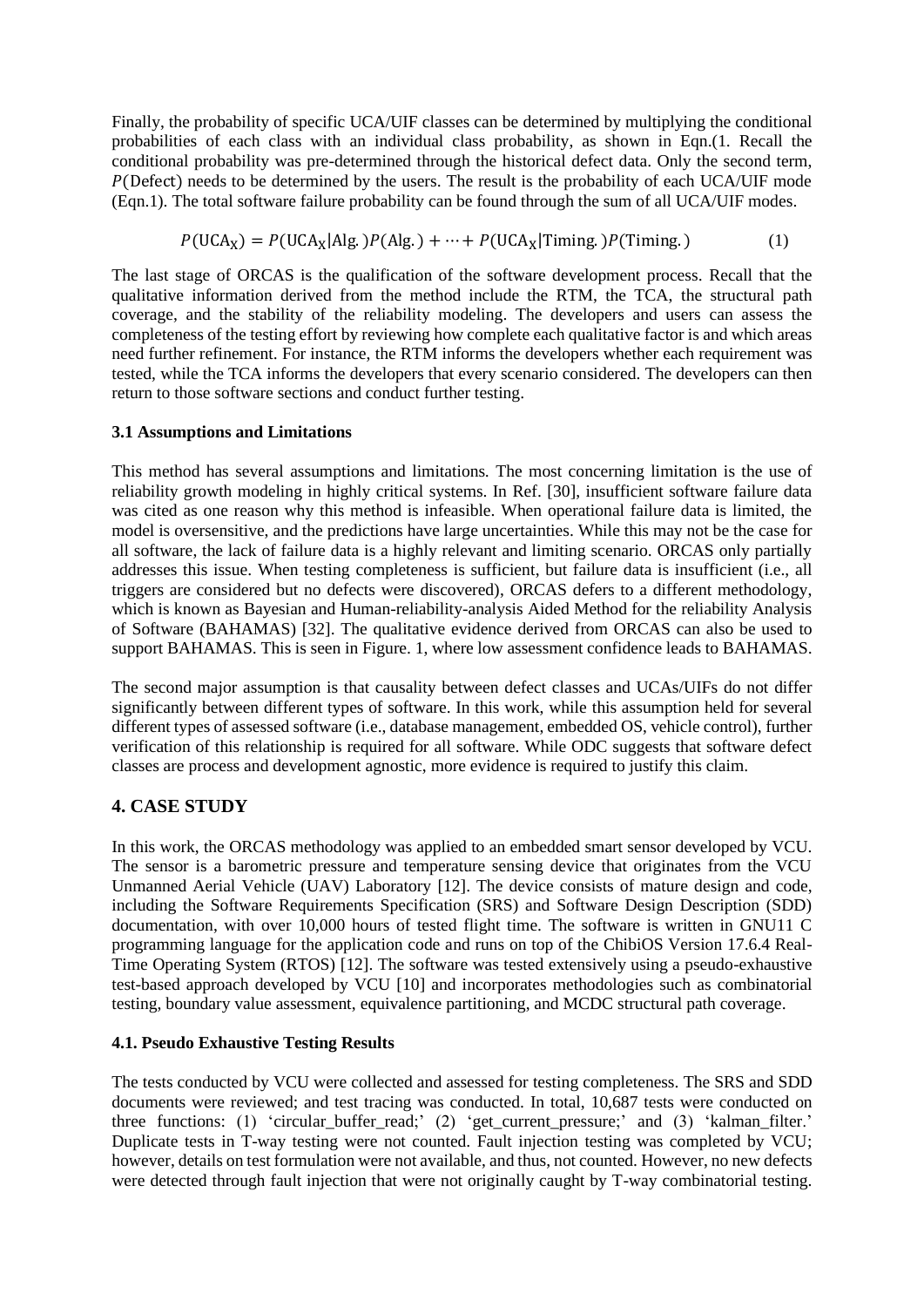Finally, the probability of specific UCA/UIF classes can be determined by multiplying the conditional probabilities of each class with an individual class probability, as shown in Eqn.(1. Recall the conditional probability was pre-determined through the historical defect data. Only the second term, $P(\text{Defect})$ needs to be determined by the users. The result is the probability of each UCA/UIF mode (Eqn.1). The total software failure probability can be found through the sum of all UCA/UIF modes.

$$P(\text{UCA}_\text{X}) = P(\text{UCA}_\text{X}|\text{Alg.})P(\text{Alg.}) + \cdots + P(\text{UCA}_\text{X}|\text{Timing.})P(\text{Timing.}) \tag{1}$$

The last stage of ORCAS is the qualification of the software development process. Recall that the qualitative information derived from the method include the RTM, the TCA, the structural path coverage, and the stability of the reliability modeling. The developers and users can assess the completeness of the testing effort by reviewing how complete each qualitative factor is and which areas need further refinement. For instance, the RTM informs the developers whether each requirement was tested, while the TCA informs the developers that every scenario considered. The developers can then return to those software sections and conduct further testing.

### 3.1 Assumptions and Limitations

This method has several assumptions and limitations. The most concerning limitation is the use of reliability growth modeling in highly critical systems. In Ref. [30], insufficient software failure data was cited as one reason why this method is infeasible. When operational failure data is limited, the model is oversensitive, and the predictions have large uncertainties. While this may not be the case for all software, the lack of failure data is a highly relevant and limiting scenario. ORCAS only partially addresses this issue. When testing completeness is sufficient, but failure data is insufficient (i.e., all triggers are considered but no defects were discovered), ORCAS defers to a different methodology, which is known as Bayesian and Human-reliability-analysis Aided Method for the reliability Analysis of Software (BAHAMAS) [32]. The qualitative evidence derived from ORCAS can also be used to support BAHAMAS. This is seen in Figure. 1, where low assessment confidence leads to BAHAMAS.

The second major assumption is that causality between defect classes and UCAs/UIFs do not differ significantly between different types of software. In this work, while this assumption held for several different types of assessed software (i.e., database management, embedded OS, vehicle control), further verification of this relationship is required for all software. While ODC suggests that software defect classes are process and development agnostic, more evidence is required to justify this claim.

## 4. CASE STUDY

In this work, the ORCAS methodology was applied to an embedded smart sensor developed by VCU. The sensor is a barometric pressure and temperature sensing device that originates from the VCU Unmanned Aerial Vehicle (UAV) Laboratory [12]. The device consists of mature design and code, including the Software Requirements Specification (SRS) and Software Design Description (SDD) documentation, with over 10,000 hours of tested flight time. The software is written in GNU11 C programming language for the application code and runs on top of the ChibiOS Version 17.6.4 Real-Time Operating System (RTOS) [12]. The software was tested extensively using a pseudo-exhaustive test-based approach developed by VCU [10] and incorporates methodologies such as combinatorial testing, boundary value assessment, equivalence partitioning, and MCDC structural path coverage.

### 4.1. Pseudo Exhaustive Testing Results

The tests conducted by VCU were collected and assessed for testing completeness. The SRS and SDD documents were reviewed; and test tracing was conducted. In total, 10,687 tests were conducted on three functions: (1) 'circular_buffer_read;' (2) 'get_current_pressure;' and (3) 'kalman_filter.' Duplicate tests in T-way testing were not counted. Fault injection testing was completed by VCU; however, details on test formulation were not available, and thus, not counted. However, no new defects were detected through fault injection that were not originally caught by T-way combinatorial testing.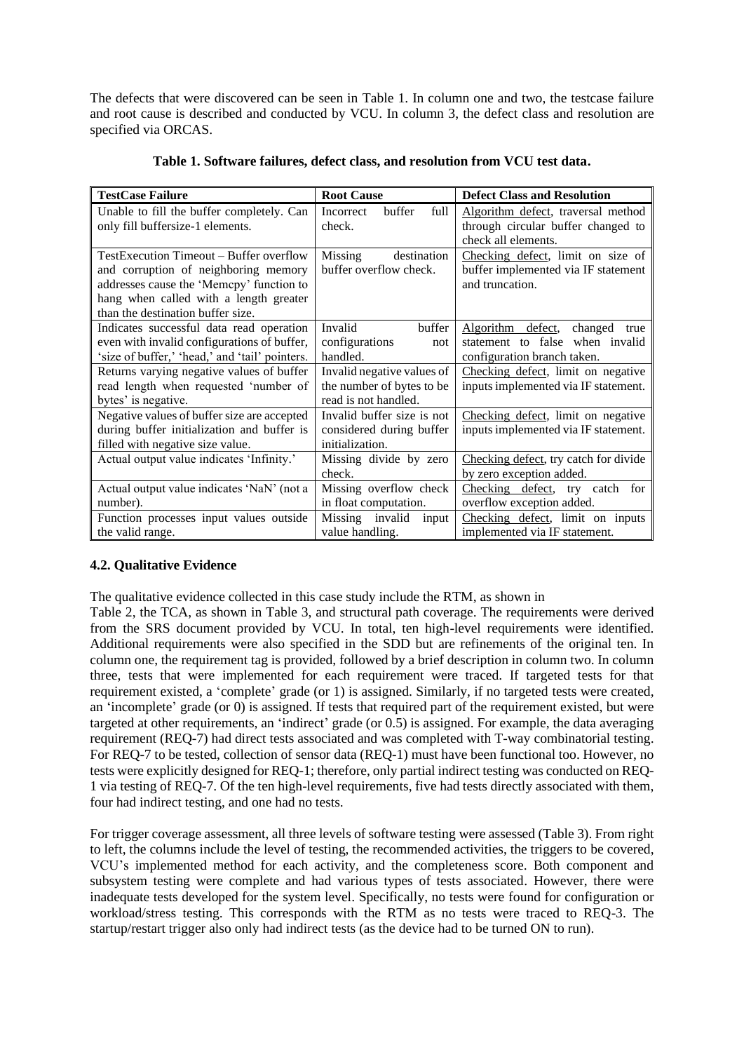The defects that were discovered can be seen in Table 1. In column one and two, the testcase failure and root cause is described and conducted by VCU. In column 3, the defect class and resolution are specified via ORCAS.

**Table 1. Software failures, defect class, and resolution from VCU test data.**

| TestCase Failure | Root Cause | Defect Class and Resolution |
|---|---|---|
| Unable to fill the buffer completely. Can only fill buffersize-1 elements. | Incorrect buffer full check. | Algorithm defect, traversal method through circular buffer changed to check all elements. |
| TestExecution Timeout – Buffer overflow and corruption of neighboring memory addresses cause the 'Memcpy' function to hang when called with a length greater than the destination buffer size. | Missing destination buffer overflow check. | Checking defect, limit on size of buffer implemented via IF statement and truncation. |
| Indicates successful data read operation even with invalid configurations of buffer, 'size of buffer,' 'head,' and 'tail' pointers. | Invalid buffer configurations not handled. | Algorithm defect, changed true statement to false when invalid configuration branch taken. |
| Returns varying negative values of buffer read length when requested 'number of bytes' is negative. | Invalid negative values of the number of bytes to be read is not handled. | Checking defect, limit on negative inputs implemented via IF statement. |
| Negative values of buffer size are accepted during buffer initialization and buffer is filled with negative size value. | Invalid buffer size is not considered during buffer initialization. | Checking defect, limit on negative inputs implemented via IF statement. |
| Actual output value indicates 'Infinity.' | Missing divide by zero check. | Checking defect, try catch for divide by zero exception added. |
| Actual output value indicates 'NaN' (not a number). | Missing overflow check in float computation. | Checking defect, try catch for overflow exception added. |
| Function processes input values outside the valid range. | Missing invalid input value handling. | Checking defect, limit on inputs implemented via IF statement. |

### 4.2. Qualitative Evidence

The qualitative evidence collected in this case study include the RTM, as shown in Table 2, the TCA, as shown in Table 3, and structural path coverage. The requirements were derived from the SRS document provided by VCU. In total, ten high-level requirements were identified. Additional requirements were also specified in the SDD but are refinements of the original ten. In column one, the requirement tag is provided, followed by a brief description in column two. In column three, tests that were implemented for each requirement were traced. If targeted tests for that requirement existed, a 'complete' grade (or 1) is assigned. Similarly, if no targeted tests were created, an 'incomplete' grade (or 0) is assigned. If tests that required part of the requirement existed, but were targeted at other requirements, an 'indirect' grade (or 0.5) is assigned. For example, the data averaging requirement (REQ-7) had direct tests associated and was completed with T-way combinatorial testing. For REQ-7 to be tested, collection of sensor data (REQ-1) must have been functional too. However, no tests were explicitly designed for REQ-1; therefore, only partial indirect testing was conducted on REQ-1 via testing of REQ-7. Of the ten high-level requirements, five had tests directly associated with them, four had indirect testing, and one had no tests.

For trigger coverage assessment, all three levels of software testing were assessed (Table 3). From right to left, the columns include the level of testing, the recommended activities, the triggers to be covered, VCU's implemented method for each activity, and the completeness score. Both component and subsystem testing were complete and had various types of tests associated. However, there were inadequate tests developed for the system level. Specifically, no tests were found for configuration or workload/stress testing. This corresponds with the RTM as no tests were traced to REQ-3. The startup/restart trigger also only had indirect tests (as the device had to be turned ON to run).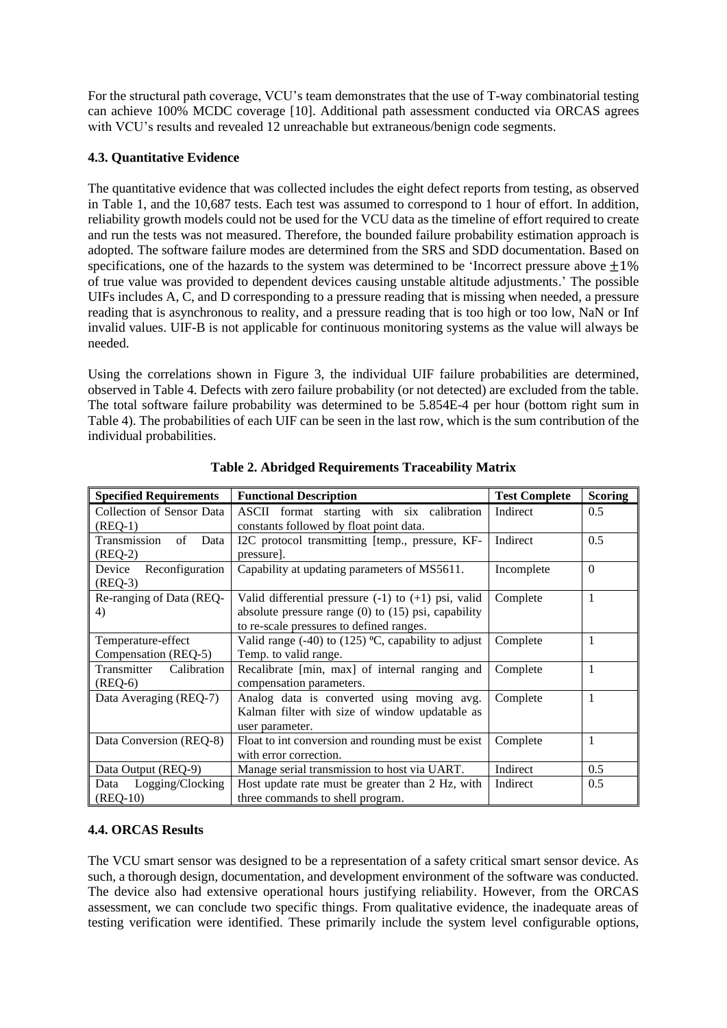For the structural path coverage, VCU's team demonstrates that the use of T-way combinatorial testing can achieve 100% MCDC coverage [10]. Additional path assessment conducted via ORCAS agrees with VCU's results and revealed 12 unreachable but extraneous/benign code segments.

### 4.3. Quantitative Evidence

The quantitative evidence that was collected includes the eight defect reports from testing, as observed in Table 1, and the 10,687 tests. Each test was assumed to correspond to 1 hour of effort. In addition, reliability growth models could not be used for the VCU data as the timeline of effort required to create and run the tests was not measured. Therefore, the bounded failure probability estimation approach is adopted. The software failure modes are determined from the SRS and SDD documentation. Based on specifications, one of the hazards to the system was determined to be 'Incorrect pressure above $\pm 1\%$ of true value was provided to dependent devices causing unstable altitude adjustments.' The possible UIFs includes A, C, and D corresponding to a pressure reading that is missing when needed, a pressure reading that is asynchronous to reality, and a pressure reading that is too high or too low, NaN or Inf invalid values. UIF-B is not applicable for continuous monitoring systems as the value will always be needed.

Using the correlations shown in Figure 3, the individual UIF failure probabilities are determined, observed in Table 4. Defects with zero failure probability (or not detected) are excluded from the table. The total software failure probability was determined to be 5.854E-4 per hour (bottom right sum in Table 4). The probabilities of each UIF can be seen in the last row, which is the sum contribution of the individual probabilities.

**Table 2. Abridged Requirements Traceability Matrix**

| Specified Requirements | Functional Description | Test Complete | Scoring |
|---|---|---|---|
| Collection of Sensor Data (REQ-1) | ASCII format starting with six calibration constants followed by float point data. | Indirect | 0.5 |
| Transmission of Data (REQ-2) | I2C protocol transmitting [temp., pressure, KF-pressure]. | Indirect | 0.5 |
| Device Reconfiguration (REQ-3) | Capability at updating parameters of MS5611. | Incomplete | 0 |
| Re-ranging of Data (REQ-4) | Valid differential pressure (-1) to (+1) psi, valid absolute pressure range (0) to (15) psi, capability to re-scale pressures to defined ranges. | Complete | 1 |
| Temperature-effect Compensation (REQ-5) | Valid range (-40) to (125) ºC, capability to adjust Temp. to valid range. | Complete | 1 |
| Transmitter Calibration (REQ-6) | Recalibrate [min, max] of internal ranging and compensation parameters. | Complete | 1 |
| Data Averaging (REQ-7) | Analog data is converted using moving avg. Kalman filter with size of window updatable as user parameter. | Complete | 1 |
| Data Conversion (REQ-8) | Float to int conversion and rounding must be exist with error correction. | Complete | 1 |
| Data Output (REQ-9) | Manage serial transmission to host via UART. | Indirect | 0.5 |
| Data Logging/Clocking (REQ-10) | Host update rate must be greater than 2 Hz, with three commands to shell program. | Indirect | 0.5 |

### 4.4. ORCAS Results

The VCU smart sensor was designed to be a representation of a safety critical smart sensor device. As such, a thorough design, documentation, and development environment of the software was conducted. The device also had extensive operational hours justifying reliability. However, from the ORCAS assessment, we can conclude two specific things. From qualitative evidence, the inadequate areas of testing verification were identified. These primarily include the system level configurable options,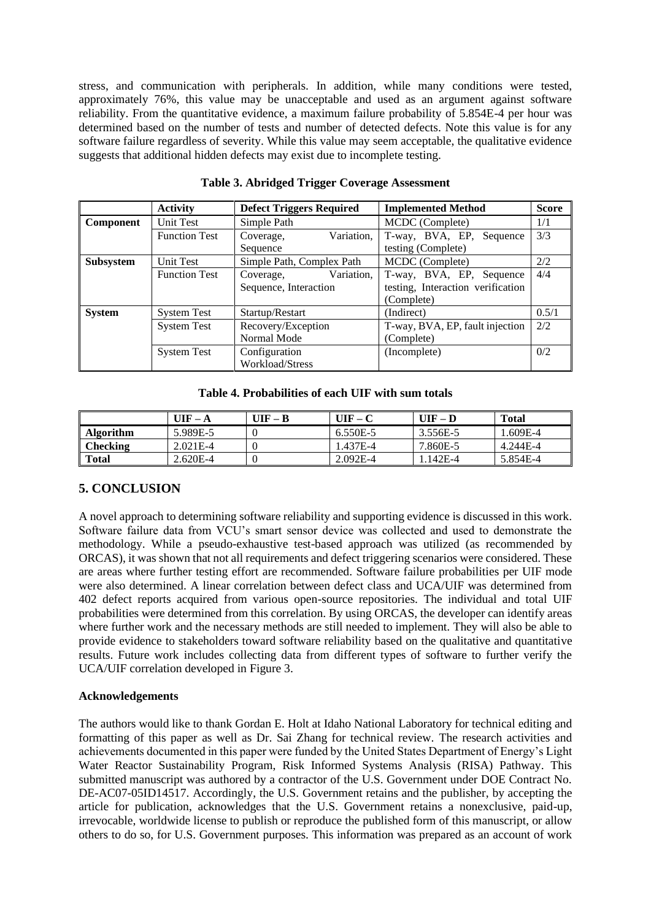stress, and communication with peripherals. In addition, while many conditions were tested, approximately 76%, this value may be unacceptable and used as an argument against software reliability. From the quantitative evidence, a maximum failure probability of 5.854E-4 per hour was determined based on the number of tests and number of detected defects. Note this value is for any software failure regardless of severity. While this value may seem acceptable, the qualitative evidence suggests that additional hidden defects may exist due to incomplete testing.

**Table 3. Abridged Trigger Coverage Assessment**

| | Activity | Defect Triggers Required | Implemented Method | Score |
|---|---|---|---|---|
| **Component** | Unit Test | Simple Path | MCDC (Complete) | 1/1 |
| | Function Test | Coverage, Variation, Sequence | T-way, BVA, EP, Sequence testing (Complete) | 3/3 |
| **Subsystem** | Unit Test | Simple Path, Complex Path | MCDC (Complete) | 2/2 |
| | Function Test | Coverage, Variation, Sequence, Interaction | T-way, BVA, EP, Sequence testing, Interaction verification (Complete) | 4/4 |
| **System** | System Test | Startup/Restart | (Indirect) | 0.5/1 |
| | System Test | Recovery/Exception Normal Mode | T-way, BVA, EP, fault injection (Complete) | 2/2 |
| | System Test | Configuration Workload/Stress | (Incomplete) | 0/2 |

**Table 4. Probabilities of each UIF with sum totals**

| | UIF – A | UIF – B | UIF – C | UIF – D | Total |
|---|---|---|---|---|---|
| **Algorithm** | 5.989E-5 | 0 | 6.550E-5 | 3.556E-5 | 1.609E-4 |
| **Checking** | 2.021E-4 | 0 | 1.437E-4 | 7.860E-5 | 4.244E-4 |
| **Total** | 2.620E-4 | 0 | 2.092E-4 | 1.142E-4 | 5.854E-4 |

## 5. CONCLUSION

A novel approach to determining software reliability and supporting evidence is discussed in this work. Software failure data from VCU's smart sensor device was collected and used to demonstrate the methodology. While a pseudo-exhaustive test-based approach was utilized (as recommended by ORCAS), it was shown that not all requirements and defect triggering scenarios were considered. These are areas where further testing effort are recommended. Software failure probabilities per UIF mode were also determined. A linear correlation between defect class and UCA/UIF was determined from 402 defect reports acquired from various open-source repositories. The individual and total UIF probabilities were determined from this correlation. By using ORCAS, the developer can identify areas where further work and the necessary methods are still needed to implement. They will also be able to provide evidence to stakeholders toward software reliability based on the qualitative and quantitative results. Future work includes collecting data from different types of software to further verify the UCA/UIF correlation developed in Figure 3.

### Acknowledgements

The authors would like to thank Gordan E. Holt at Idaho National Laboratory for technical editing and formatting of this paper as well as Dr. Sai Zhang for technical review. The research activities and achievements documented in this paper were funded by the United States Department of Energy's Light Water Reactor Sustainability Program, Risk Informed Systems Analysis (RISA) Pathway. This submitted manuscript was authored by a contractor of the U.S. Government under DOE Contract No. DE-AC07-05ID14517. Accordingly, the U.S. Government retains and the publisher, by accepting the article for publication, acknowledges that the U.S. Government retains a nonexclusive, paid-up, irrevocable, worldwide license to publish or reproduce the published form of this manuscript, or allow others to do so, for U.S. Government purposes. This information was prepared as an account of work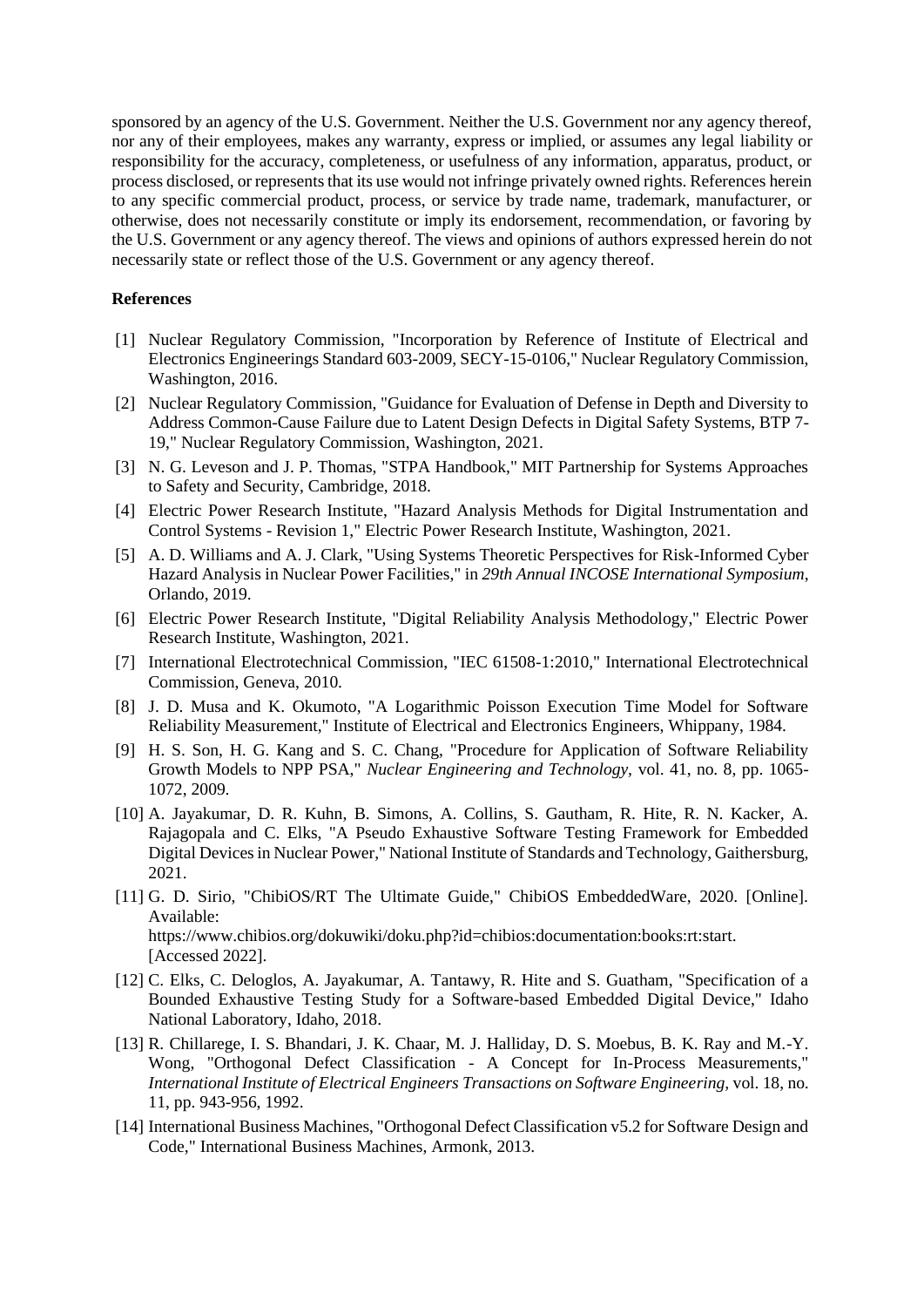sponsored by an agency of the U.S. Government. Neither the U.S. Government nor any agency thereof, nor any of their employees, makes any warranty, express or implied, or assumes any legal liability or responsibility for the accuracy, completeness, or usefulness of any information, apparatus, product, or process disclosed, or represents that its use would not infringe privately owned rights. References herein to any specific commercial product, process, or service by trade name, trademark, manufacturer, or otherwise, does not necessarily constitute or imply its endorsement, recommendation, or favoring by the U.S. Government or any agency thereof. The views and opinions of authors expressed herein do not necessarily state or reflect those of the U.S. Government or any agency thereof.

**References**

[1] Nuclear Regulatory Commission, "Incorporation by Reference of Institute of Electrical and Electronics Engineerings Standard 603-2009, SECY-15-0106," Nuclear Regulatory Commission, Washington, 2016.

[2] Nuclear Regulatory Commission, "Guidance for Evaluation of Defense in Depth and Diversity to Address Common-Cause Failure due to Latent Design Defects in Digital Safety Systems, BTP 7-19," Nuclear Regulatory Commission, Washington, 2021.

[3] N. G. Leveson and J. P. Thomas, "STPA Handbook," MIT Partnership for Systems Approaches to Safety and Security, Cambridge, 2018.

[4] Electric Power Research Institute, "Hazard Analysis Methods for Digital Instrumentation and Control Systems - Revision 1," Electric Power Research Institute, Washington, 2021.

[5] A. D. Williams and A. J. Clark, "Using Systems Theoretic Perspectives for Risk-Informed Cyber Hazard Analysis in Nuclear Power Facilities," in *29th Annual INCOSE International Symposium*, Orlando, 2019.

[6] Electric Power Research Institute, "Digital Reliability Analysis Methodology," Electric Power Research Institute, Washington, 2021.

[7] International Electrotechnical Commission, "IEC 61508-1:2010," International Electrotechnical Commission, Geneva, 2010.

[8] J. D. Musa and K. Okumoto, "A Logarithmic Poisson Execution Time Model for Software Reliability Measurement," Institute of Electrical and Electronics Engineers, Whippany, 1984.

[9] H. S. Son, H. G. Kang and S. C. Chang, "Procedure for Application of Software Reliability Growth Models to NPP PSA," *Nuclear Engineering and Technology,* vol. 41, no. 8, pp. 1065-1072, 2009.

[10] A. Jayakumar, D. R. Kuhn, B. Simons, A. Collins, S. Gautham, R. Hite, R. N. Kacker, A. Rajagopala and C. Elks, "A Pseudo Exhaustive Software Testing Framework for Embedded Digital Devices in Nuclear Power," National Institute of Standards and Technology, Gaithersburg, 2021.

[11] G. D. Sirio, "ChibiOS/RT The Ultimate Guide," ChibiOS EmbeddedWare, 2020. [Online]. Available: https://www.chibios.org/dokuwiki/doku.php?id=chibios:documentation:books:rt:start. [Accessed 2022].

[12] C. Elks, C. Deloglos, A. Jayakumar, A. Tantawy, R. Hite and S. Guatham, "Specification of a Bounded Exhaustive Testing Study for a Software-based Embedded Digital Device," Idaho National Laboratory, Idaho, 2018.

[13] R. Chillarege, I. S. Bhandari, J. K. Chaar, M. J. Halliday, D. S. Moebus, B. K. Ray and M.-Y. Wong, "Orthogonal Defect Classification - A Concept for In-Process Measurements," *International Institute of Electrical Engineers Transactions on Software Engineering,* vol. 18, no. 11, pp. 943-956, 1992.

[14] International Business Machines, "Orthogonal Defect Classification v5.2 for Software Design and Code," International Business Machines, Armonk, 2013.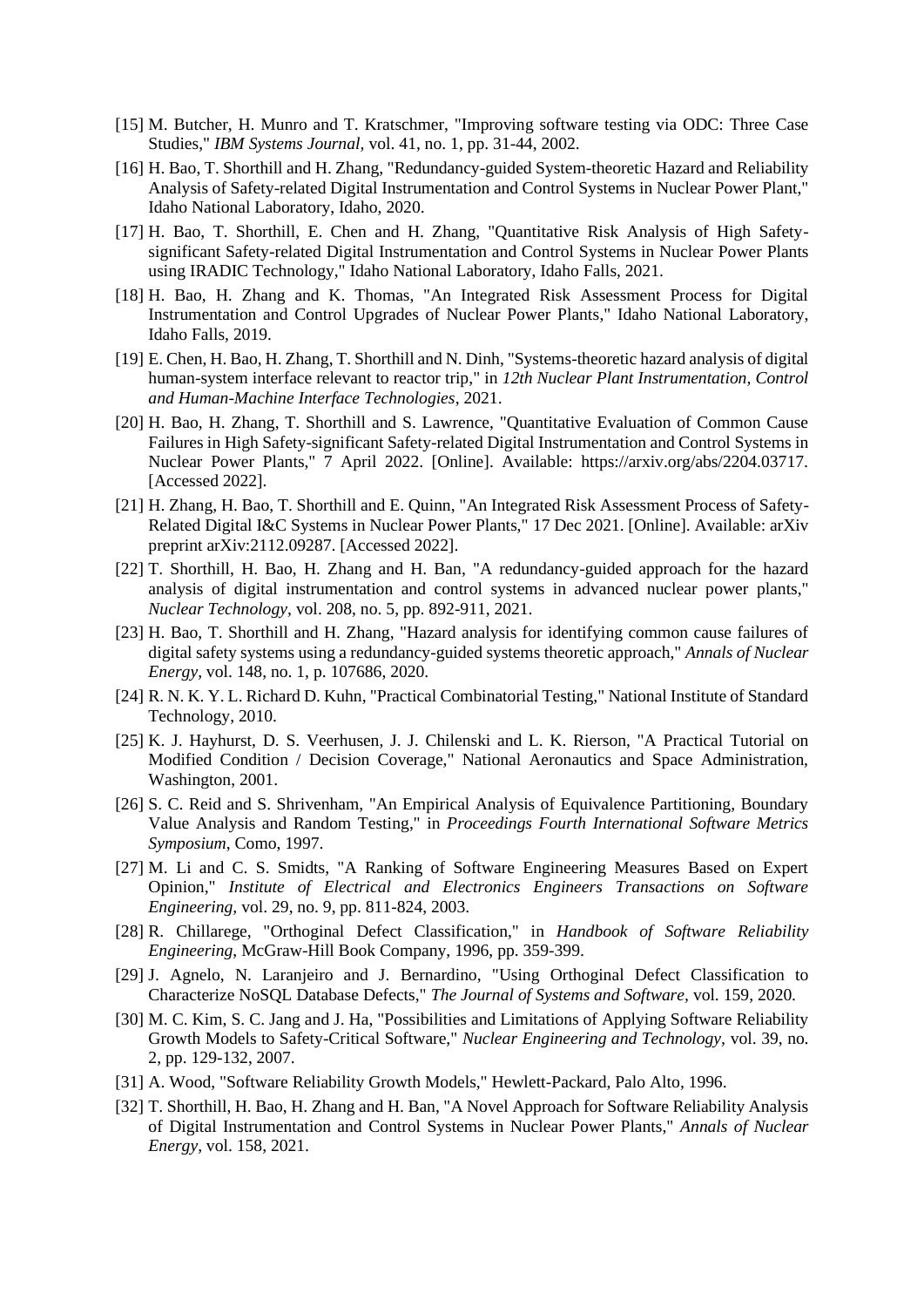[15] M. Butcher, H. Munro and T. Kratschmer, "Improving software testing via ODC: Three Case Studies," *IBM Systems Journal,* vol. 41, no. 1, pp. 31-44, 2002.

[16] H. Bao, T. Shorthill and H. Zhang, "Redundancy-guided System-theoretic Hazard and Reliability Analysis of Safety-related Digital Instrumentation and Control Systems in Nuclear Power Plant," Idaho National Laboratory, Idaho, 2020.

[17] H. Bao, T. Shorthill, E. Chen and H. Zhang, "Quantitative Risk Analysis of High Safety-significant Safety-related Digital Instrumentation and Control Systems in Nuclear Power Plants using IRADIC Technology," Idaho National Laboratory, Idaho Falls, 2021.

[18] H. Bao, H. Zhang and K. Thomas, "An Integrated Risk Assessment Process for Digital Instrumentation and Control Upgrades of Nuclear Power Plants," Idaho National Laboratory, Idaho Falls, 2019.

[19] E. Chen, H. Bao, H. Zhang, T. Shorthill and N. Dinh, "Systems-theoretic hazard analysis of digital human-system interface relevant to reactor trip," in *12th Nuclear Plant Instrumentation, Control and Human-Machine Interface Technologies*, 2021.

[20] H. Bao, H. Zhang, T. Shorthill and S. Lawrence, "Quantitative Evaluation of Common Cause Failures in High Safety-significant Safety-related Digital Instrumentation and Control Systems in Nuclear Power Plants," 7 April 2022. [Online]. Available: https://arxiv.org/abs/2204.03717. [Accessed 2022].

[21] H. Zhang, H. Bao, T. Shorthill and E. Quinn, "An Integrated Risk Assessment Process of Safety-Related Digital I&C Systems in Nuclear Power Plants," 17 Dec 2021. [Online]. Available: arXiv preprint arXiv:2112.09287. [Accessed 2022].

[22] T. Shorthill, H. Bao, H. Zhang and H. Ban, "A redundancy-guided approach for the hazard analysis of digital instrumentation and control systems in advanced nuclear power plants," *Nuclear Technology,* vol. 208, no. 5, pp. 892-911, 2021.

[23] H. Bao, T. Shorthill and H. Zhang, "Hazard analysis for identifying common cause failures of digital safety systems using a redundancy-guided systems theoretic approach," *Annals of Nuclear Energy,* vol. 148, no. 1, p. 107686, 2020.

[24] R. N. K. Y. L. Richard D. Kuhn, "Practical Combinatorial Testing," National Institute of Standard Technology, 2010.

[25] K. J. Hayhurst, D. S. Veerhusen, J. J. Chilenski and L. K. Rierson, "A Practical Tutorial on Modified Condition / Decision Coverage," National Aeronautics and Space Administration, Washington, 2001.

[26] S. C. Reid and S. Shrivenham, "An Empirical Analysis of Equivalence Partitioning, Boundary Value Analysis and Random Testing," in *Proceedings Fourth International Software Metrics Symposium*, Como, 1997.

[27] M. Li and C. S. Smidts, "A Ranking of Software Engineering Measures Based on Expert Opinion," *Institute of Electrical and Electronics Engineers Transactions on Software Engineering*, vol. 29, no. 9, pp. 811-824, 2003.

[28] R. Chillarege, "Orthoginal Defect Classification," in *Handbook of Software Reliability Engineering*, McGraw-Hill Book Company, 1996, pp. 359-399.

[29] J. Agnelo, N. Laranjeiro and J. Bernardino, "Using Orthoginal Defect Classification to Characterize NoSQL Database Defects," *The Journal of Systems and Software*, vol. 159, 2020.

[30] M. C. Kim, S. C. Jang and J. Ha, "Possibilities and Limitations of Applying Software Reliability Growth Models to Safety-Critical Software," *Nuclear Engineering and Technology,* vol. 39, no. 2, pp. 129-132, 2007.

[31] A. Wood, "Software Reliability Growth Models," Hewlett-Packard, Palo Alto, 1996.

[32] T. Shorthill, H. Bao, H. Zhang and H. Ban, "A Novel Approach for Software Reliability Analysis of Digital Instrumentation and Control Systems in Nuclear Power Plants," *Annals of Nuclear Energy,* vol. 158, 2021.